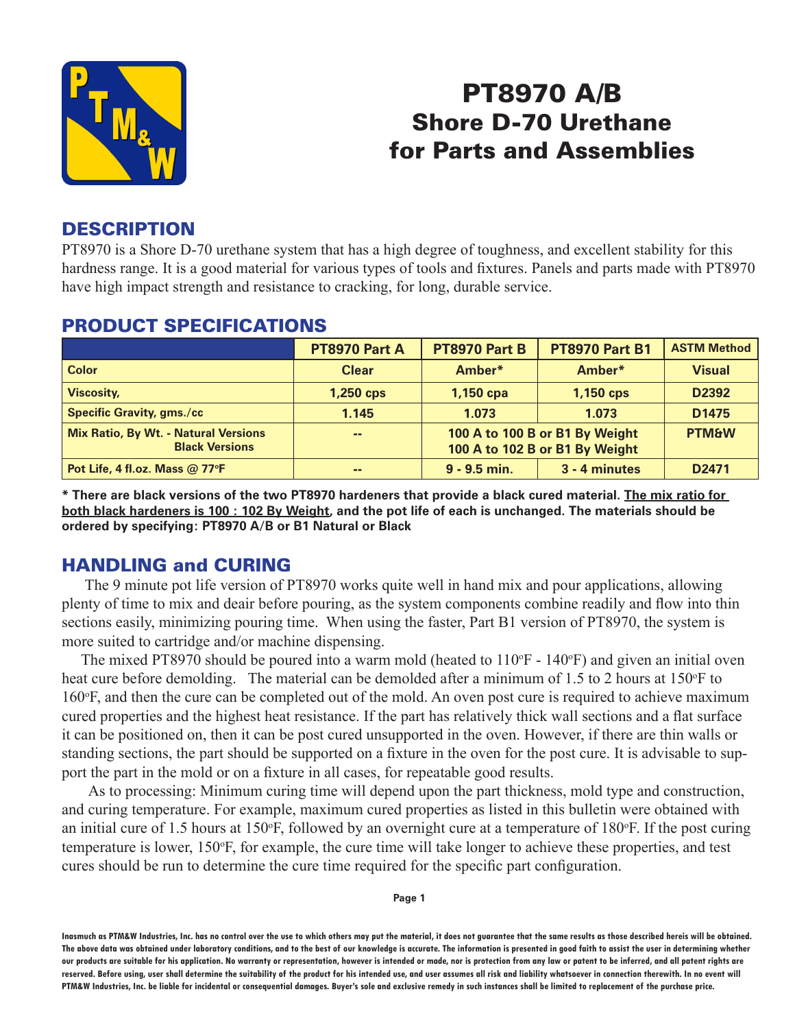# PT8970 A/B
## Shore D-70 Urethane for Parts and Assemblies

## DESCRIPTION

PT8970 is a Shore D-70 urethane system that has a high degree of toughness, and excellent stability for this hardness range. It is a good material for various types of tools and fixtures. Panels and parts made with PT8970 have high impact strength and resistance to cracking, for long, durable service.

## PRODUCT SPECIFICATIONS

| | PT8970 Part A | PT8970 Part B | PT8970 Part B1 | ASTM Method |
|---|---|---|---|---|
| Color | Clear | Amber* | Amber* | Visual |
| Viscosity, | 1,250 cps | 1,150 cpa | 1,150 cps | D2392 |
| Specific Gravity, gms./cc | 1.145 | 1.073 | 1.073 | D1475 |
| Mix Ratio, By Wt. - Natural Versions<br>Black Versions | -- | 100 A to 100 B or B1 By Weight<br>100 A to 102 B or B1 By Weight | | PTM&W |
| Pot Life, 4 fl.oz. Mass @ 77ºF | -- | 9 - 9.5 min. | 3 - 4 minutes | D2471 |

**\* There are black versions of the two PT8970 hardeners that provide a black cured material. The mix ratio for both black hardeners is 100 : 102 By Weight, and the pot life of each is unchanged. The materials should be ordered by specifying: PT8970 A/B or B1 Natural or Black**

## HANDLING and CURING

The 9 minute pot life version of PT8970 works quite well in hand mix and pour applications, allowing plenty of time to mix and deair before pouring, as the system components combine readily and flow into thin sections easily, minimizing pouring time. When using the faster, Part B1 version of PT8970, the system is more suited to cartridge and/or machine dispensing.

The mixed PT8970 should be poured into a warm mold (heated to 110ºF - 140ºF) and given an initial oven heat cure before demolding. The material can be demolded after a minimum of 1.5 to 2 hours at 150ºF to 160ºF, and then the cure can be completed out of the mold. An oven post cure is required to achieve maximum cured properties and the highest heat resistance. If the part has relatively thick wall sections and a flat surface it can be positioned on, then it can be post cured unsupported in the oven. However, if there are thin walls or standing sections, the part should be supported on a fixture in the oven for the post cure. It is advisable to support the part in the mold or on a fixture in all cases, for repeatable good results.

As to processing: Minimum curing time will depend upon the part thickness, mold type and construction, and curing temperature. For example, maximum cured properties as listed in this bulletin were obtained with an initial cure of 1.5 hours at 150ºF, followed by an overnight cure at a temperature of 180ºF. If the post curing temperature is lower, 150ºF, for example, the cure time will take longer to achieve these properties, and test cures should be run to determine the cure time required for the specific part configuration.

Inasmuch as PTM&W Industries, Inc. has no control over the use to which others may put the material, it does not guarantee that the same results as those described hereis will be obtained. The above data was obtained under laboratory conditions, and to the best of our knowledge is accurate. The information is presented in good faith to assist the user in determining whether our products are suitable for his application. No warranty or representation, however is intended or made, nor is protection from any law or patent to be inferred, and all patent rights are reserved. Before using, user shall determine the suitability of the product for his intended use, and user assumes all risk and liability whatsoever in connection therewith. In no event will PTM&W Industries, Inc. be liable for incidental or consequential damages. Buyer's sole and exclusive remedy in such instances shall be limited to replacement of the purchase price.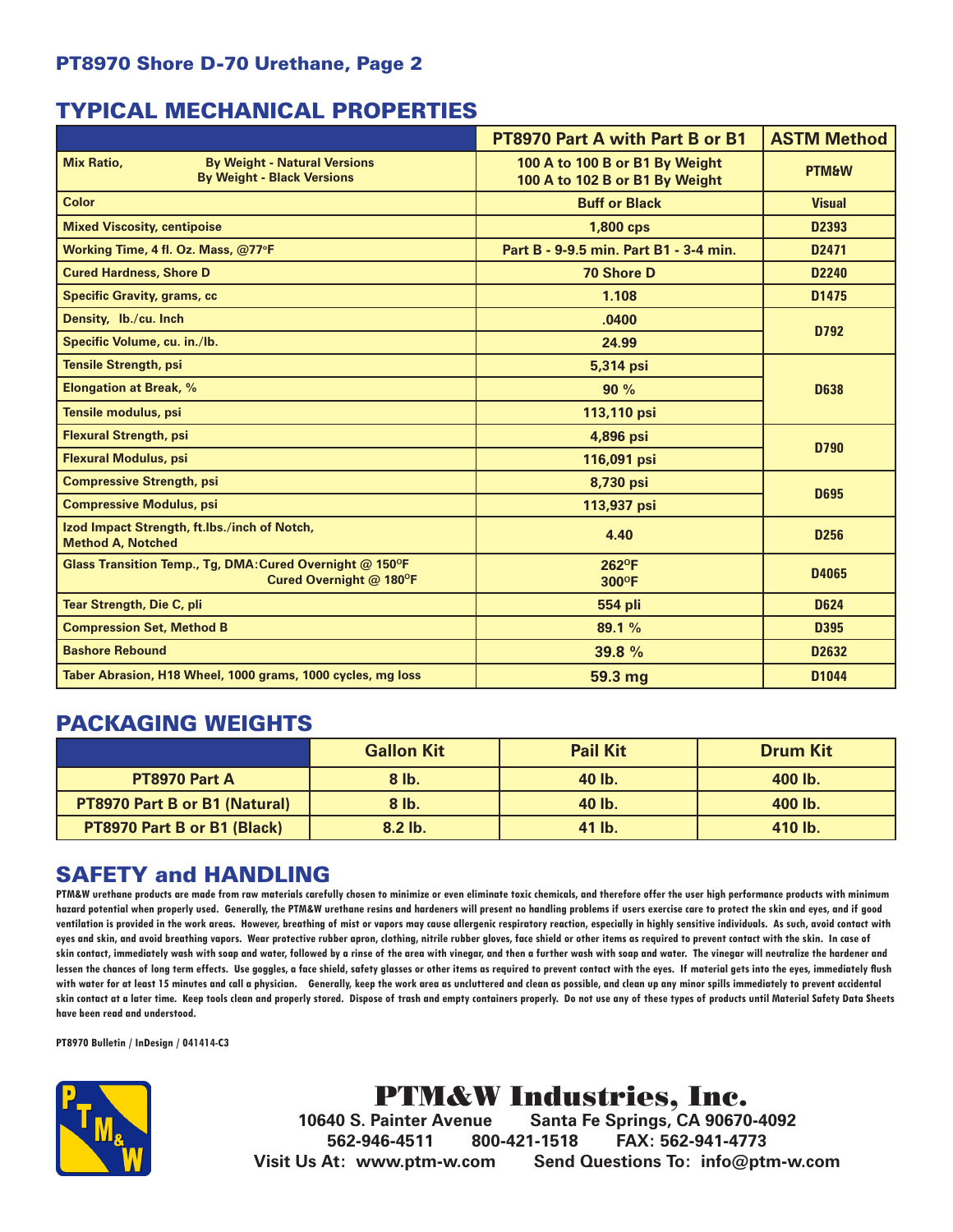## TYPICAL MECHANICAL PROPERTIES

| | PT8970 Part A with Part B or B1 | ASTM Method |
|---|---|---|
| **Mix Ratio,** By Weight - Natural Versions<br>By Weight - Black Versions | 100 A to 100 B or B1 By Weight<br>100 A to 102 B or B1 By Weight | PTM&W |
| **Color** | Buff or Black | Visual |
| **Mixed Viscosity, centipoise** | 1,800 cps | D2393 |
| **Working Time, 4 fl. Oz. Mass, @77°F** | Part B - 9-9.5 min. Part B1 - 3-4 min. | D2471 |
| **Cured Hardness, Shore D** | 70 Shore D | D2240 |
| **Specific Gravity, grams, cc** | 1.108 | D1475 |
| **Density, lb./cu. Inch** | .0400 | D792 |
| **Specific Volume, cu. in./lb.** | 24.99 | |
| **Tensile Strength, psi** | 5,314 psi | D638 |
| **Elongation at Break, %** | 90 % | |
| **Tensile modulus, psi** | 113,110 psi | |
| **Flexural Strength, psi** | 4,896 psi | D790 |
| **Flexural Modulus, psi** | 116,091 psi | |
| **Compressive Strength, psi** | 8,730 psi | D695 |
| **Compressive Modulus, psi** | 113,937 psi | |
| **Izod Impact Strength, ft.lbs./inch of Notch, Method A, Notched** | 4.40 | D256 |
| **Glass Transition Temp., Tg, DMA: Cured Overnight @ 150°F**<br>**Cured Overnight @ 180°F** | 262°F<br>300°F | D4065 |
| **Tear Strength, Die C, pli** | 554 pli | D624 |
| **Compression Set, Method B** | 89.1 % | D395 |
| **Bashore Rebound** | 39.8 % | D2632 |
| **Taber Abrasion, H18 Wheel, 1000 grams, 1000 cycles, mg loss** | 59.3 mg | D1044 |

## PACKAGING WEIGHTS

| | Gallon Kit | Pail Kit | Drum Kit |
|---|---|---|---|
| PT8970 Part A | 8 lb. | 40 lb. | 400 lb. |
| PT8970 Part B or B1 (Natural) | 8 lb. | 40 lb. | 400 lb. |
| PT8970 Part B or B1 (Black) | 8.2 lb. | 41 lb. | 410 lb. |

## SAFETY and HANDLING

PTM&W urethane products are made from raw materials carefully chosen to minimize or even eliminate toxic chemicals, and therefore offer the user high performance products with minimum hazard potential when properly used. Generally, the PTM&W urethane resins and hardeners will present no handling problems if users exercise care to protect the skin and eyes, and if good ventilation is provided in the work areas. However, breathing of mist or vapors may cause allergenic respiratory reaction, especially in highly sensitive individuals. As such, avoid contact with eyes and skin, and avoid breathing vapors. Wear protective rubber apron, clothing, nitrile rubber gloves, face shield or other items as required to prevent contact with the skin. In case of skin contact, immediately wash with soap and water, followed by a rinse of the area with vinegar, and then a further wash with soap and water. The vinegar will neutralize the hardener and lessen the chances of long term effects. Use goggles, a face shield, safety glasses or other items as required to prevent contact with the eyes. If material gets into the eyes, immediately flush with water for at least 15 minutes and call a physician. Generally, keep the work area as uncluttered and clean as possible, and clean up any minor spills immediately to prevent accidental skin contact at a later time. Keep tools clean and properly stored. Dispose of trash and empty containers properly. Do not use any of these types of products until Material Safety Data Sheets have been read and understood.

PT8970 Bulletin / InDesign / 041414-C3

**PTM&W Industries, Inc.**
10640 S. Painter Avenue Santa Fe Springs, CA 90670-4092
562-946-4511 800-421-1518 FAX: 562-941-4773
Visit Us At: www.ptm-w.com Send Questions To: info@ptm-w.com